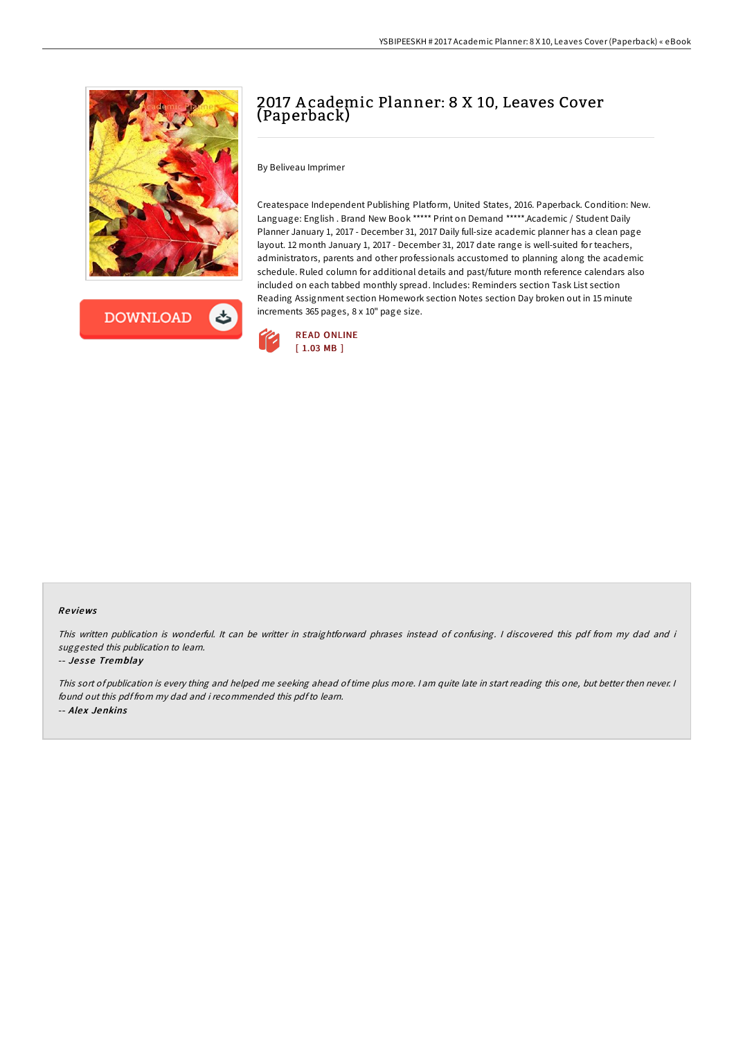# 2017 Academic Planner: 8 X 10, Leaves Cover (Paperback)

By Beliveau Imprimer

Createspace Independent Publishing Platform, United States, 2016. Paperback. Condition: New. Language: English . Brand New Book ***** Print on Demand *****.Academic / Student Daily Planner January 1, 2017 - December 31, 2017 Daily full-size academic planner has a clean page layout. 12 month January 1, 2017 - December 31, 2017 date range is well-suited for teachers, administrators, parents and other professionals accustomed to planning along the academic schedule. Ruled column for additional details and past/future month reference calendars also included on each tabbed monthly spread. Includes: Reminders section Task List section Reading Assignment section Homework section Notes section Day broken out in 15 minute increments 365 pages, 8 x 10" page size.

READ ONLINE
[ 1.03 MB ]

## Reviews

*This written publication is wonderful. It can be writter in straightforward phrases instead of confusing. I discovered this pdf from my dad and i suggested this publication to learn.*

-- ***Jesse Tremblay***

*This sort of publication is every thing and helped me seeking ahead of time plus more. I am quite late in start reading this one, but better then never. I found out this pdf from my dad and i recommended this pdf to learn.*

-- ***Alex Jenkins***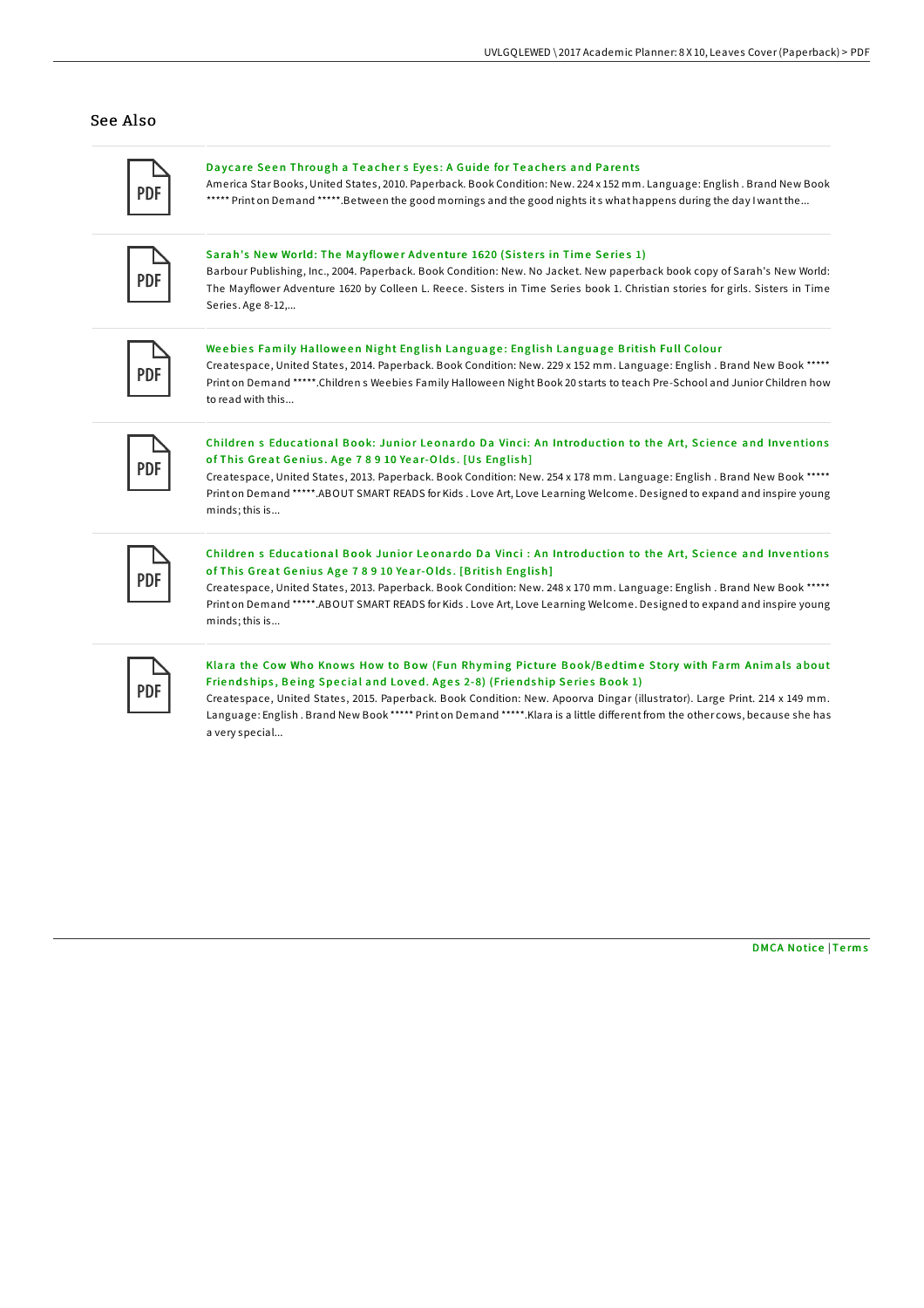## See Also

**Daycare Seen Through a Teacher s Eyes: A Guide for Teachers and Parents**

America Star Books, United States, 2010. Paperback. Book Condition: New. 224 x 152 mm. Language: English . Brand New Book ***** Print on Demand *****.Between the good mornings and the good nights it s what happens during the day I want the...

**Sarah's New World: The Mayflower Adventure 1620 (Sisters in Time Series 1)**

Barbour Publishing, Inc., 2004. Paperback. Book Condition: New. No Jacket. New paperback book copy of Sarah's New World: The Mayflower Adventure 1620 by Colleen L. Reece. Sisters in Time Series book 1. Christian stories for girls. Sisters in Time Series. Age 8-12,...

**Weebies Family Halloween Night English Language: English Language British Full Colour**

Createspace, United States, 2014. Paperback. Book Condition: New. 229 x 152 mm. Language: English . Brand New Book ***** Print on Demand *****.Children s Weebies Family Halloween Night Book 20 starts to teach Pre-School and Junior Children how to read with this...

**Children s Educational Book: Junior Leonardo Da Vinci: An Introduction to the Art, Science and Inventions of This Great Genius. Age 7 8 9 10 Year-Olds. [Us English]**

Createspace, United States, 2013. Paperback. Book Condition: New. 254 x 178 mm. Language: English . Brand New Book ***** Print on Demand *****.ABOUT SMART READS for Kids . Love Art, Love Learning Welcome. Designed to expand and inspire young minds; this is...

**Children s Educational Book Junior Leonardo Da Vinci : An Introduction to the Art, Science and Inventions of This Great Genius Age 7 8 9 10 Year-Olds. [British English]**

Createspace, United States, 2013. Paperback. Book Condition: New. 248 x 170 mm. Language: English . Brand New Book ***** Print on Demand *****.ABOUT SMART READS for Kids . Love Art, Love Learning Welcome. Designed to expand and inspire young minds; this is...

**Klara the Cow Who Knows How to Bow (Fun Rhyming Picture Book/Bedtime Story with Farm Animals about Friendships, Being Special and Loved. Ages 2-8) (Friendship Series Book 1)**

Createspace, United States, 2015. Paperback. Book Condition: New. Apoorva Dingar (illustrator). Large Print. 214 x 149 mm. Language: English . Brand New Book ***** Print on Demand *****.Klara is a little different from the other cows, because she has a very special...